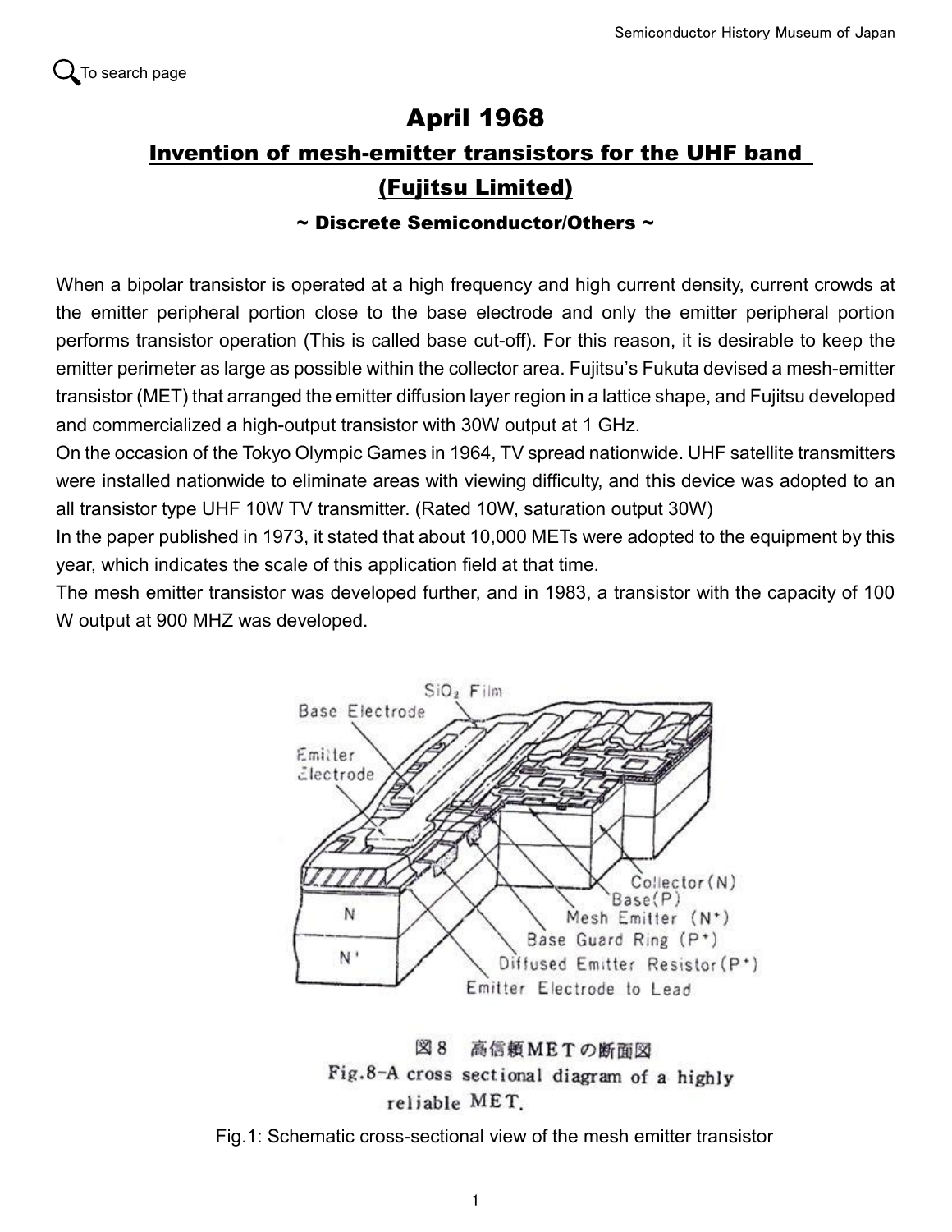# April 1968

## Invention of mesh-emitter transistors for the UHF band (Fujitsu Limited)

### ~ Discrete Semiconductor/Others ~

When a bipolar transistor is operated at a high frequency and high current density, current crowds at the emitter peripheral portion close to the base electrode and only the emitter peripheral portion performs transistor operation (This is called base cut-off). For this reason, it is desirable to keep the emitter perimeter as large as possible within the collector area. Fujitsu's Fukuta devised a mesh-emitter transistor (MET) that arranged the emitter diffusion layer region in a lattice shape, and Fujitsu developed and commercialized a high-output transistor with 30W output at 1 GHz.

On the occasion of the Tokyo Olympic Games in 1964, TV spread nationwide. UHF satellite transmitters were installed nationwide to eliminate areas with viewing difficulty, and this device was adopted to an all transistor type UHF 10W TV transmitter. (Rated 10W, saturation output 30W)

In the paper published in 1973, it stated that about 10,000 METs were adopted to the equipment by this year, which indicates the scale of this application field at that time.

The mesh emitter transistor was developed further, and in 1983, a transistor with the capacity of 100 W output at 900 MHZ was developed.

図8　高信頼METの断面図

Fig.8-A cross sectional diagram of a highly reliable MET.

Fig.1: Schematic cross-sectional view of the mesh emitter transistor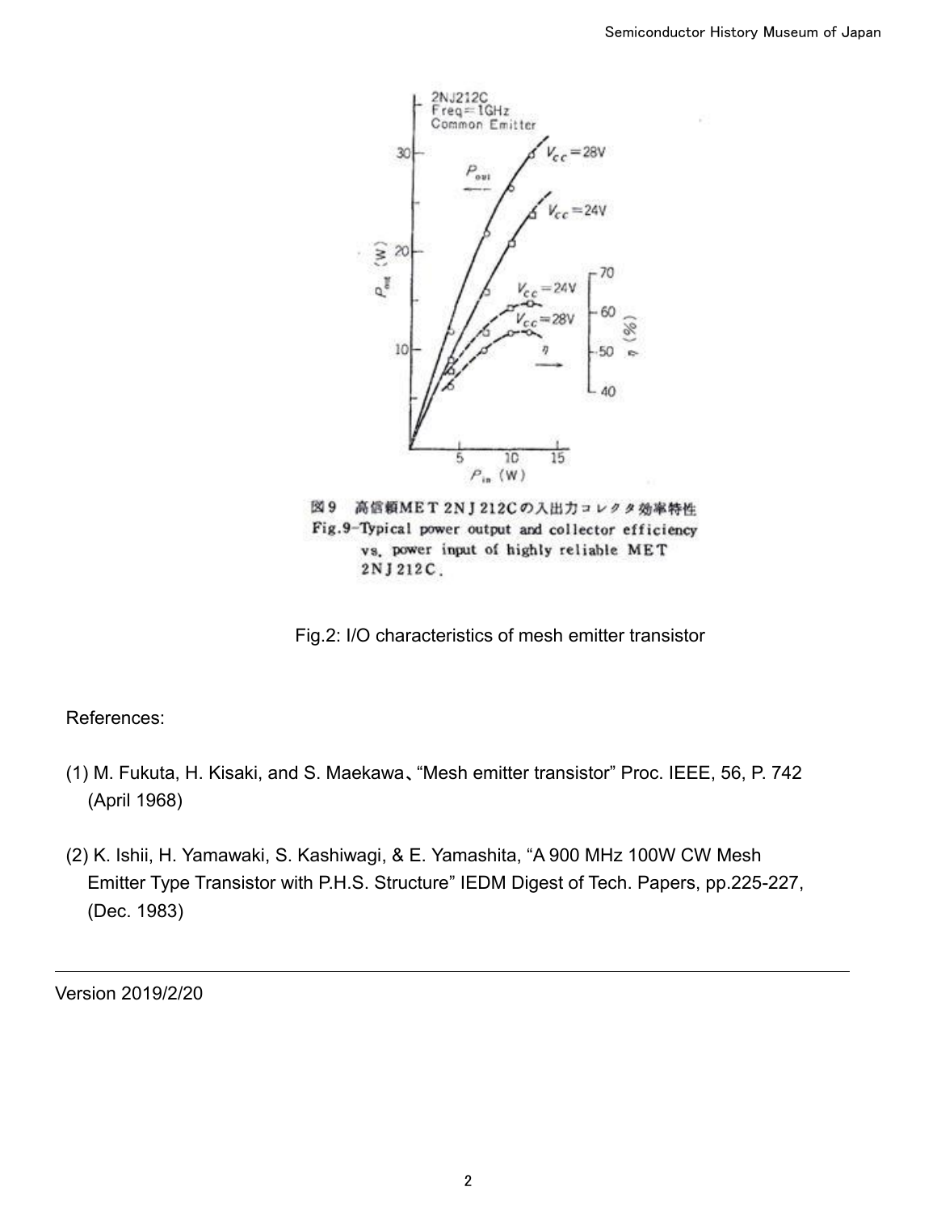2NJ212C
Freq=1GHz
Common Emitter

$P_{out}$ (W)

30
20
10

$P_{out}$

$V_{cc}$=28V
$V_{cc}$=24V
$V_{cc}$=24V
$V_{cc}$=28V

$\eta$

70
60
50
40

$\eta$ (%)

5 10 15

$P_{in}$ (W)

図9 高信頼MET 2NJ212Cの入出力コレクタ効率特性
Fig.9-Typical power output and collector efficiency vs. power input of highly reliable MET 2NJ212C.

Fig.2: I/O characteristics of mesh emitter transistor

References:

(1) M. Fukuta, H. Kisaki, and S. Maekawa、“Mesh emitter transistor” Proc. IEEE, 56, P. 742 (April 1968)

(2) K. Ishii, H. Yamawaki, S. Kashiwagi, & E. Yamashita, “A 900 MHz 100W CW Mesh Emitter Type Transistor with P.H.S. Structure” IEDM Digest of Tech. Papers, pp.225-227, (Dec. 1983)

---

Version 2019/2/20